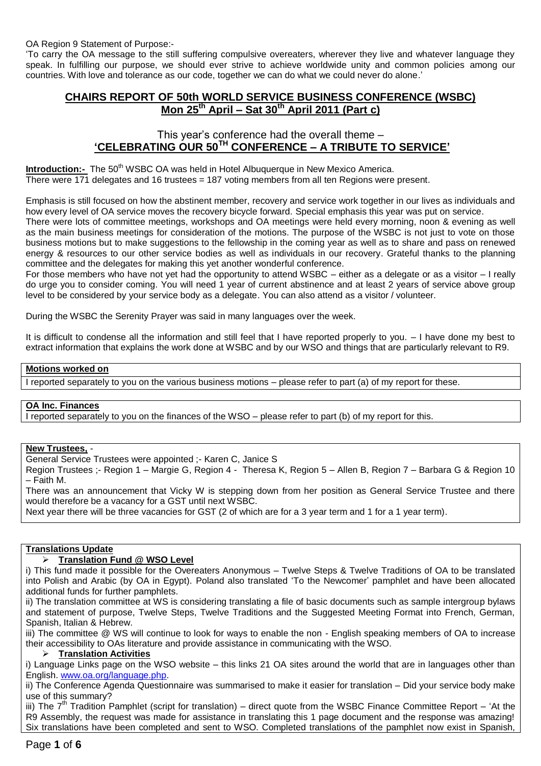OA Region 9 Statement of Purpose:-

'To carry the OA message to the still suffering compulsive overeaters, wherever they live and whatever language they speak. In fulfilling our purpose, we should ever strive to achieve worldwide unity and common policies among our countries. With love and tolerance as our code, together we can do what we could never do alone.'

# CHAIRS REPORT OF 50th WORLD SERVICE BUSINESS CONFERENCE (WSBC) Mon 25th April – Sat 30th April 2011 (Part c)

## This year's conference had the overall theme – 'CELEBRATING OUR 50TH CONFERENCE – A TRIBUTE TO SERVICE'

**Introduction:-** The 50th WSBC OA was held in Hotel Albuquerque in New Mexico America.
There were 171 delegates and 16 trustees = 187 voting members from all ten Regions were present.

Emphasis is still focused on how the abstinent member, recovery and service work together in our lives as individuals and how every level of OA service moves the recovery bicycle forward. Special emphasis this year was put on service.
There were lots of committee meetings, workshops and OA meetings were held every morning, noon & evening as well as the main business meetings for consideration of the motions. The purpose of the WSBC is not just to vote on those business motions but to make suggestions to the fellowship in the coming year as well as to share and pass on renewed energy & resources to our other service bodies as well as individuals in our recovery. Grateful thanks to the planning committee and the delegates for making this yet another wonderful conference.
For those members who have not yet had the opportunity to attend WSBC – either as a delegate or as a visitor – I really do urge you to consider coming. You will need 1 year of current abstinence and at least 2 years of service above group level to be considered by your service body as a delegate. You can also attend as a visitor / volunteer.

During the WSBC the Serenity Prayer was said in many languages over the week.

It is difficult to condense all the information and still feel that I have reported properly to you. – I have done my best to extract information that explains the work done at WSBC and by our WSO and things that are particularly relevant to R9.

**Motions worked on**

I reported separately to you on the various business motions – please refer to part (a) of my report for these.

**OA Inc. Finances**

I reported separately to you on the finances of the WSO – please refer to part (b) of my report for this.

**New Trustees,** -

General Service Trustees were appointed ;- Karen C, Janice S

Region Trustees ;- Region 1 – Margie G, Region 4 - Theresa K, Region 5 – Allen B, Region 7 – Barbara G & Region 10 – Faith M.

There was an announcement that Vicky W is stepping down from her position as General Service Trustee and there would therefore be a vacancy for a GST until next WSBC.

Next year there will be three vacancies for GST (2 of which are for a 3 year term and 1 for a 1 year term).

**Translations Update**

- **Translation Fund @ WSO Level**

i) This fund made it possible for the Overeaters Anonymous – Twelve Steps & Twelve Traditions of OA to be translated into Polish and Arabic (by OA in Egypt). Poland also translated 'To the Newcomer' pamphlet and have been allocated additional funds for further pamphlets.

ii) The translation committee at WS is considering translating a file of basic documents such as sample intergroup bylaws and statement of purpose, Twelve Steps, Twelve Traditions and the Suggested Meeting Format into French, German, Spanish, Italian & Hebrew.

iii) The committee @ WS will continue to look for ways to enable the non - English speaking members of OA to increase their accessibility to OAs literature and provide assistance in communicating with the WSO.

- **Translation Activities**

i) Language Links page on the WSO website – this links 21 OA sites around the world that are in languages other than English. www.oa.org/language.php.

ii) The Conference Agenda Questionnaire was summarised to make it easier for translation – Did your service body make use of this summary?

iii) The 7th Tradition Pamphlet (script for translation) – direct quote from the WSBC Finance Committee Report – 'At the R9 Assembly, the request was made for assistance in translating this 1 page document and the response was amazing! Six translations have been completed and sent to WSO. Completed translations of the pamphlet now exist in Spanish,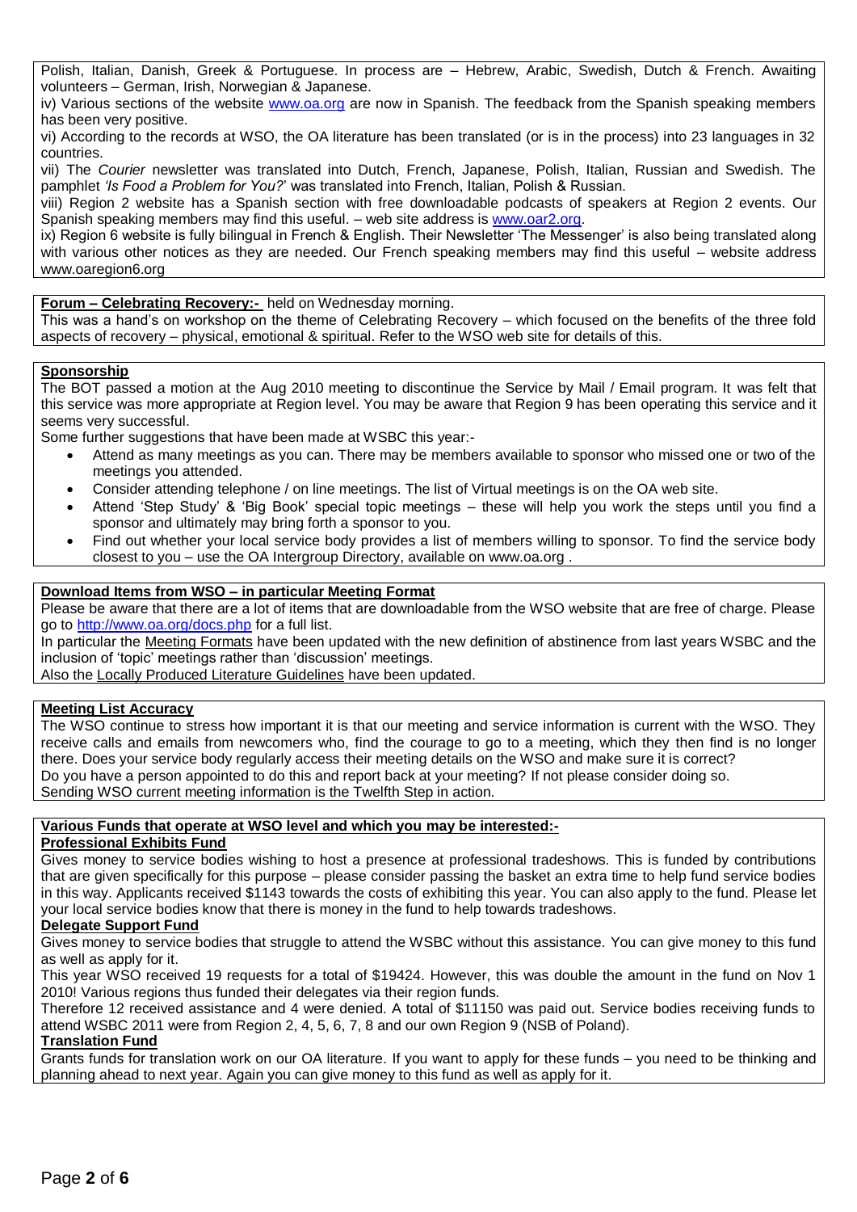Polish, Italian, Danish, Greek & Portuguese. In process are – Hebrew, Arabic, Swedish, Dutch & French. Awaiting volunteers – German, Irish, Norwegian & Japanese.

iv) Various sections of the website www.oa.org are now in Spanish. The feedback from the Spanish speaking members has been very positive.

vi) According to the records at WSO, the OA literature has been translated (or is in the process) into 23 languages in 32 countries.

vii) The *Courier* newsletter was translated into Dutch, French, Japanese, Polish, Italian, Russian and Swedish. The pamphlet *'Is Food a Problem for You?'* was translated into French, Italian, Polish & Russian.

viii) Region 2 website has a Spanish section with free downloadable podcasts of speakers at Region 2 events. Our Spanish speaking members may find this useful. – web site address is www.oar2.org.

ix) Region 6 website is fully bilingual in French & English. Their Newsletter 'The Messenger' is also being translated along with various other notices as they are needed. Our French speaking members may find this useful – website address www.oaregion6.org

**Forum – Celebrating Recovery:-** held on Wednesday morning.

This was a hand's on workshop on the theme of Celebrating Recovery – which focused on the benefits of the three fold aspects of recovery – physical, emotional & spiritual. Refer to the WSO web site for details of this.

**Sponsorship**

The BOT passed a motion at the Aug 2010 meeting to discontinue the Service by Mail / Email program. It was felt that this service was more appropriate at Region level. You may be aware that Region 9 has been operating this service and it seems very successful.

Some further suggestions that have been made at WSBC this year:-

- Attend as many meetings as you can. There may be members available to sponsor who missed one or two of the meetings you attended.
- Consider attending telephone / on line meetings. The list of Virtual meetings is on the OA web site.
- Attend 'Step Study' & 'Big Book' special topic meetings – these will help you work the steps until you find a sponsor and ultimately may bring forth a sponsor to you.
- Find out whether your local service body provides a list of members willing to sponsor. To find the service body closest to you – use the OA Intergroup Directory, available on www.oa.org .

**Download Items from WSO – in particular Meeting Format**

Please be aware that there are a lot of items that are downloadable from the WSO website that are free of charge. Please go to http://www.oa.org/docs.php for a full list.

In particular the Meeting Formats have been updated with the new definition of abstinence from last years WSBC and the inclusion of 'topic' meetings rather than 'discussion' meetings.

Also the Locally Produced Literature Guidelines have been updated.

**Meeting List Accuracy**

The WSO continue to stress how important it is that our meeting and service information is current with the WSO. They receive calls and emails from newcomers who, find the courage to go to a meeting, which they then find is no longer there. Does your service body regularly access their meeting details on the WSO and make sure it is correct?

Do you have a person appointed to do this and report back at your meeting? If not please consider doing so.

Sending WSO current meeting information is the Twelfth Step in action.

**Various Funds that operate at WSO level and which you may be interested:-**

**Professional Exhibits Fund**

Gives money to service bodies wishing to host a presence at professional tradeshows. This is funded by contributions that are given specifically for this purpose – please consider passing the basket an extra time to help fund service bodies in this way. Applicants received $1143 towards the costs of exhibiting this year. You can also apply to the fund. Please let your local service bodies know that there is money in the fund to help towards tradeshows.

**Delegate Support Fund**

Gives money to service bodies that struggle to attend the WSBC without this assistance. You can give money to this fund as well as apply for it.

This year WSO received 19 requests for a total of $19424. However, this was double the amount in the fund on Nov 1 2010! Various regions thus funded their delegates via their region funds.

Therefore 12 received assistance and 4 were denied. A total of $11150 was paid out. Service bodies receiving funds to attend WSBC 2011 were from Region 2, 4, 5, 6, 7, 8 and our own Region 9 (NSB of Poland).

**Translation Fund**

Grants funds for translation work on our OA literature. If you want to apply for these funds – you need to be thinking and planning ahead to next year. Again you can give money to this fund as well as apply for it.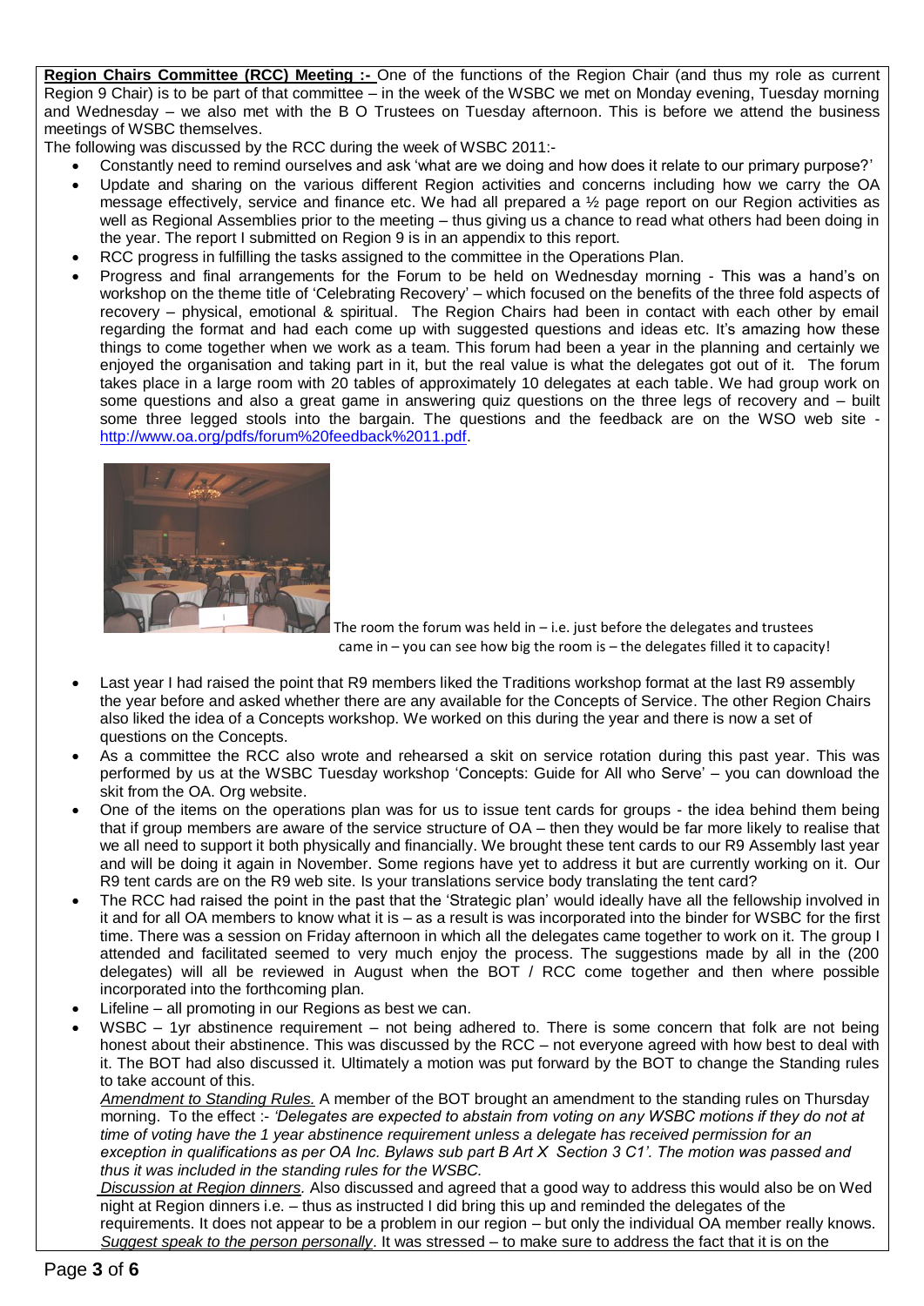**Region Chairs Committee (RCC) Meeting :-** One of the functions of the Region Chair (and thus my role as current Region 9 Chair) is to be part of that committee – in the week of the WSBC we met on Monday evening, Tuesday morning and Wednesday – we also met with the B O Trustees on Tuesday afternoon. This is before we attend the business meetings of WSBC themselves.

The following was discussed by the RCC during the week of WSBC 2011:-

- Constantly need to remind ourselves and ask 'what are we doing and how does it relate to our primary purpose?'
- Update and sharing on the various different Region activities and concerns including how we carry the OA message effectively, service and finance etc. We had all prepared a ½ page report on our Region activities as well as Regional Assemblies prior to the meeting – thus giving us a chance to read what others had been doing in the year. The report I submitted on Region 9 is in an appendix to this report.
- RCC progress in fulfilling the tasks assigned to the committee in the Operations Plan.
- Progress and final arrangements for the Forum to be held on Wednesday morning - This was a hand's on workshop on the theme title of 'Celebrating Recovery' – which focused on the benefits of the three fold aspects of recovery – physical, emotional & spiritual. The Region Chairs had been in contact with each other by email regarding the format and had each come up with suggested questions and ideas etc. It's amazing how these things to come together when we work as a team. This forum had been a year in the planning and certainly we enjoyed the organisation and taking part in it, but the real value is what the delegates got out of it. The forum takes place in a large room with 20 tables of approximately 10 delegates at each table. We had group work on some questions and also a great game in answering quiz questions on the three legs of recovery and – built some three legged stools into the bargain. The questions and the feedback are on the WSO web site - http://www.oa.org/pdfs/forum%20feedback%2011.pdf.

The room the forum was held in – i.e. just before the delegates and trustees came in – you can see how big the room is – the delegates filled it to capacity!

- Last year I had raised the point that R9 members liked the Traditions workshop format at the last R9 assembly the year before and asked whether there are any available for the Concepts of Service. The other Region Chairs also liked the idea of a Concepts workshop. We worked on this during the year and there is now a set of questions on the Concepts.
- As a committee the RCC also wrote and rehearsed a skit on service rotation during this past year. This was performed by us at the WSBC Tuesday workshop 'Concepts: Guide for All who Serve' – you can download the skit from the OA. Org website.
- One of the items on the operations plan was for us to issue tent cards for groups - the idea behind them being that if group members are aware of the service structure of OA – then they would be far more likely to realise that we all need to support it both physically and financially. We brought these tent cards to our R9 Assembly last year and will be doing it again in November. Some regions have yet to address it but are currently working on it. Our R9 tent cards are on the R9 web site. Is your translations service body translating the tent card?
- The RCC had raised the point in the past that the 'Strategic plan' would ideally have all the fellowship involved in it and for all OA members to know what it is – as a result is was incorporated into the binder for WSBC for the first time. There was a session on Friday afternoon in which all the delegates came together to work on it. The group I attended and facilitated seemed to very much enjoy the process. The suggestions made by all in the (200 delegates) will all be reviewed in August when the BOT / RCC come together and then where possible incorporated into the forthcoming plan.
- Lifeline – all promoting in our Regions as best we can.
- WSBC – 1yr abstinence requirement – not being adhered to. There is some concern that folk are not being honest about their abstinence. This was discussed by the RCC – not everyone agreed with how best to deal with it. The BOT had also discussed it. Ultimately a motion was put forward by the BOT to change the Standing rules to take account of this.

  *Amendment to Standing Rules.* A member of the BOT brought an amendment to the standing rules on Thursday morning. To the effect :- *'Delegates are expected to abstain from voting on any WSBC motions if they do not at time of voting have the 1 year abstinence requirement unless a delegate has received permission for an exception in qualifications as per OA Inc. Bylaws sub part B Art X Section 3 C1'. The motion was passed and thus it was included in the standing rules for the WSBC.*

  *Discussion at Region dinners.* Also discussed and agreed that a good way to address this would also be on Wed night at Region dinners i.e. – thus as instructed I did bring this up and reminded the delegates of the requirements. It does not appear to be a problem in our region – but only the individual OA member really knows. *Suggest speak to the person personally*. It was stressed – to make sure to address the fact that it is on the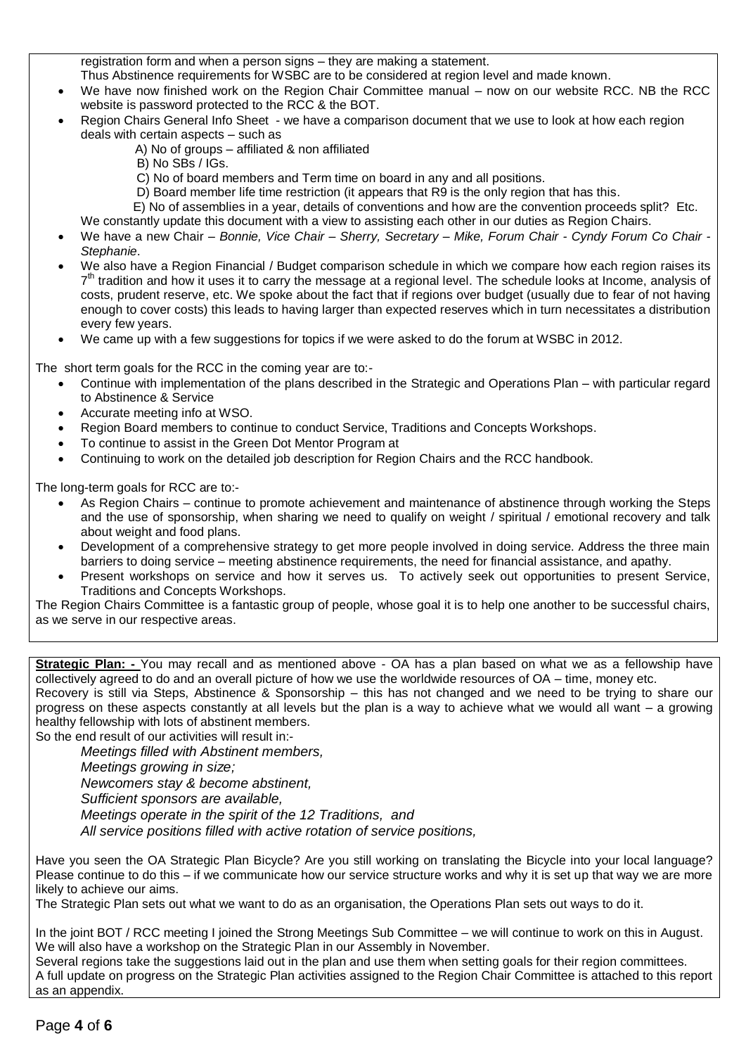registration form and when a person signs – they are making a statement.
Thus Abstinence requirements for WSBC are to be considered at region level and made known.

- We have now finished work on the Region Chair Committee manual – now on our website RCC. NB the RCC website is password protected to the RCC & the BOT.
- Region Chairs General Info Sheet - we have a comparison document that we use to look at how each region deals with certain aspects – such as
  - A) No of groups – affiliated & non affiliated
  - B) No SBs / IGs.
  - C) No of board members and Term time on board in any and all positions.
  - D) Board member life time restriction (it appears that R9 is the only region that has this.
  - E) No of assemblies in a year, details of conventions and how are the convention proceeds split? Etc.

  We constantly update this document with a view to assisting each other in our duties as Region Chairs.
- We have a new Chair – *Bonnie, Vice Chair – Sherry, Secretary – Mike, Forum Chair - Cyndy Forum Co Chair - Stephanie*.
- We also have a Region Financial / Budget comparison schedule in which we compare how each region raises its 7th tradition and how it uses it to carry the message at a regional level. The schedule looks at Income, analysis of costs, prudent reserve, etc. We spoke about the fact that if regions over budget (usually due to fear of not having enough to cover costs) this leads to having larger than expected reserves which in turn necessitates a distribution every few years.
- We came up with a few suggestions for topics if we were asked to do the forum at WSBC in 2012.

The short term goals for the RCC in the coming year are to:-

- Continue with implementation of the plans described in the Strategic and Operations Plan – with particular regard to Abstinence & Service
- Accurate meeting info at WSO.
- Region Board members to continue to conduct Service, Traditions and Concepts Workshops.
- To continue to assist in the Green Dot Mentor Program at
- Continuing to work on the detailed job description for Region Chairs and the RCC handbook.

The long-term goals for RCC are to:-

- As Region Chairs – continue to promote achievement and maintenance of abstinence through working the Steps and the use of sponsorship, when sharing we need to qualify on weight / spiritual / emotional recovery and talk about weight and food plans.
- Development of a comprehensive strategy to get more people involved in doing service. Address the three main barriers to doing service – meeting abstinence requirements, the need for financial assistance, and apathy.
- Present workshops on service and how it serves us. To actively seek out opportunities to present Service, Traditions and Concepts Workshops.

The Region Chairs Committee is a fantastic group of people, whose goal it is to help one another to be successful chairs, as we serve in our respective areas.

**Strategic Plan: -** You may recall and as mentioned above - OA has a plan based on what we as a fellowship have collectively agreed to do and an overall picture of how we use the worldwide resources of OA – time, money etc.
Recovery is still via Steps, Abstinence & Sponsorship – this has not changed and we need to be trying to share our progress on these aspects constantly at all levels but the plan is a way to achieve what we would all want – a growing healthy fellowship with lots of abstinent members.
So the end result of our activities will result in:-

*Meetings filled with Abstinent members,*
*Meetings growing in size;*
*Newcomers stay & become abstinent,*
*Sufficient sponsors are available,*
*Meetings operate in the spirit of the 12 Traditions, and*
*All service positions filled with active rotation of service positions,*

Have you seen the OA Strategic Plan Bicycle? Are you still working on translating the Bicycle into your local language? Please continue to do this – if we communicate how our service structure works and why it is set up that way we are more likely to achieve our aims.
The Strategic Plan sets out what we want to do as an organisation, the Operations Plan sets out ways to do it.

In the joint BOT / RCC meeting I joined the Strong Meetings Sub Committee – we will continue to work on this in August. We will also have a workshop on the Strategic Plan in our Assembly in November.
Several regions take the suggestions laid out in the plan and use them when setting goals for their region committees.
A full update on progress on the Strategic Plan activities assigned to the Region Chair Committee is attached to this report as an appendix.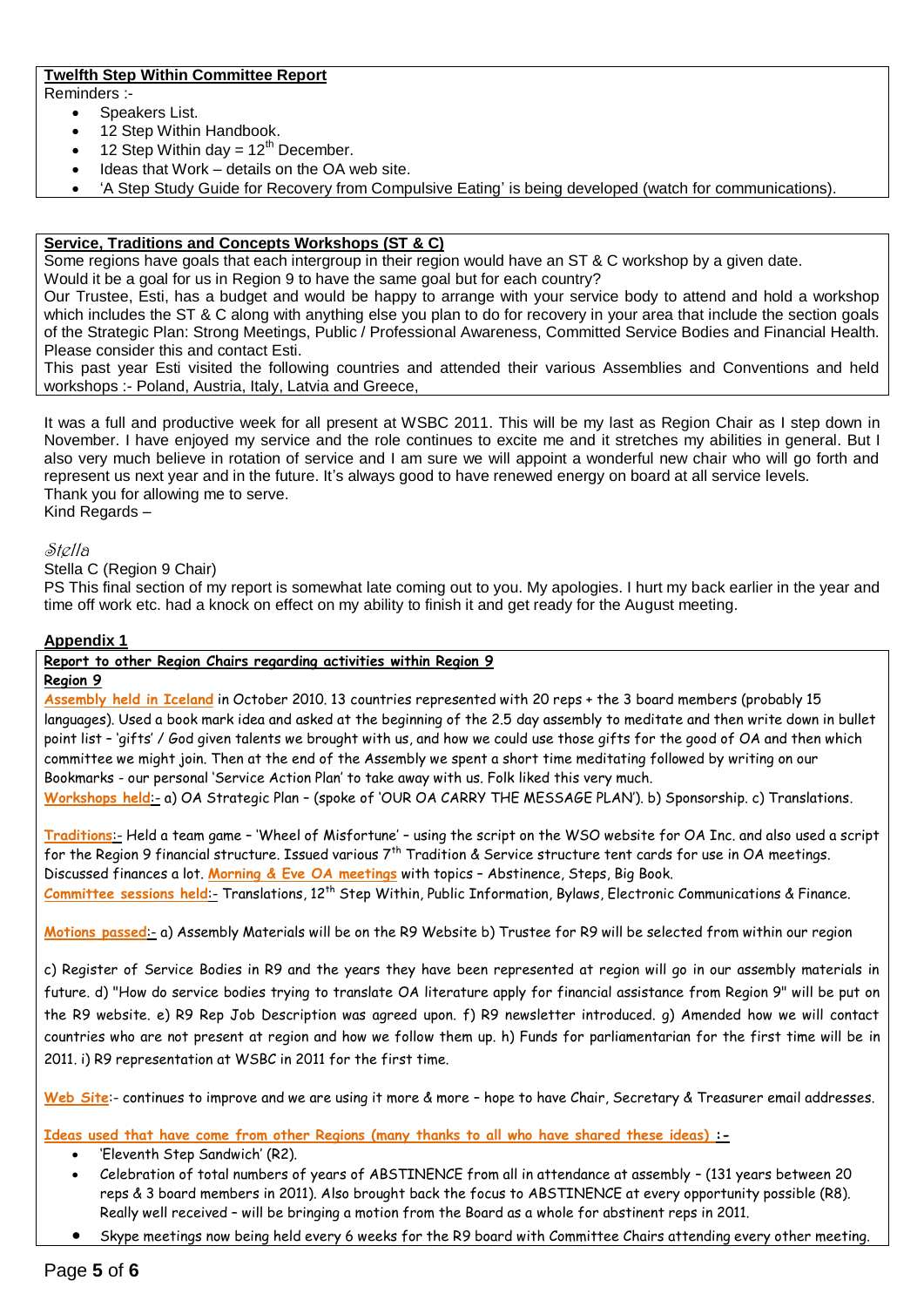**Twelfth Step Within Committee Report**

Reminders :-

- Speakers List.
- 12 Step Within Handbook.
- 12 Step Within day = 12th December.
- Ideas that Work – details on the OA web site.
- 'A Step Study Guide for Recovery from Compulsive Eating' is being developed (watch for communications).

**Service, Traditions and Concepts Workshops (ST & C)**

Some regions have goals that each intergroup in their region would have an ST & C workshop by a given date.
Would it be a goal for us in Region 9 to have the same goal but for each country?
Our Trustee, Esti, has a budget and would be happy to arrange with your service body to attend and hold a workshop which includes the ST & C along with anything else you plan to do for recovery in your area that include the section goals of the Strategic Plan: Strong Meetings, Public / Professional Awareness, Committed Service Bodies and Financial Health. Please consider this and contact Esti.
This past year Esti visited the following countries and attended their various Assemblies and Conventions and held workshops :- Poland, Austria, Italy, Latvia and Greece,

It was a full and productive week for all present at WSBC 2011. This will be my last as Region Chair as I step down in November. I have enjoyed my service and the role continues to excite me and it stretches my abilities in general. But I also very much believe in rotation of service and I am sure we will appoint a wonderful new chair who will go forth and represent us next year and in the future. It's always good to have renewed energy on board at all service levels.
Thank you for allowing me to serve.
Kind Regards –

*Stella*

Stella C (Region 9 Chair)

PS This final section of my report is somewhat late coming out to you. My apologies. I hurt my back earlier in the year and time off work etc. had a knock on effect on my ability to finish it and get ready for the August meeting.

**Appendix 1**

**Report to other Region Chairs regarding activities within Region 9**

**Region 9**

**Assembly held in Iceland** in October 2010. 13 countries represented with 20 reps + the 3 board members (probably 15 languages). Used a book mark idea and asked at the beginning of the 2.5 day assembly to meditate and then write down in bullet point list – 'gifts' / God given talents we brought with us, and how we could use those gifts for the good of OA and then which committee we might join. Then at the end of the Assembly we spent a short time meditating followed by writing on our Bookmarks - our personal 'Service Action Plan' to take away with us. Folk liked this very much.
**Workshops held**:- a) OA Strategic Plan – (spoke of 'OUR OA CARRY THE MESSAGE PLAN'). b) Sponsorship. c) Translations.

**Traditions**:- Held a team game – 'Wheel of Misfortune' – using the script on the WSO website for OA Inc. and also used a script for the Region 9 financial structure. Issued various 7th Tradition & Service structure tent cards for use in OA meetings. Discussed finances a lot. **Morning & Eve OA meetings** with topics – Abstinence, Steps, Big Book.
**Committee sessions held**:- Translations, 12th Step Within, Public Information, Bylaws, Electronic Communications & Finance.

**Motions passed**:- a) Assembly Materials will be on the R9 Website b) Trustee for R9 will be selected from within our region

c) Register of Service Bodies in R9 and the years they have been represented at region will go in our assembly materials in future. d) "How do service bodies trying to translate OA literature apply for financial assistance from Region 9" will be put on the R9 website. e) R9 Rep Job Description was agreed upon. f) R9 newsletter introduced. g) Amended how we will contact countries who are not present at region and how we follow them up. h) Funds for parliamentarian for the first time will be in 2011. i) R9 representation at WSBC in 2011 for the first time.

**Web Site**:- continues to improve and we are using it more & more – hope to have Chair, Secretary & Treasurer email addresses.

**Ideas used that have come from other Regions (many thanks to all who have shared these ideas) :-**

- 'Eleventh Step Sandwich' (R2).
- Celebration of total numbers of years of ABSTINENCE from all in attendance at assembly – (131 years between 20 reps & 3 board members in 2011). Also brought back the focus to ABSTINENCE at every opportunity possible (R8). Really well received – will be bringing a motion from the Board as a whole for abstinent reps in 2011.
- Skype meetings now being held every 6 weeks for the R9 board with Committee Chairs attending every other meeting.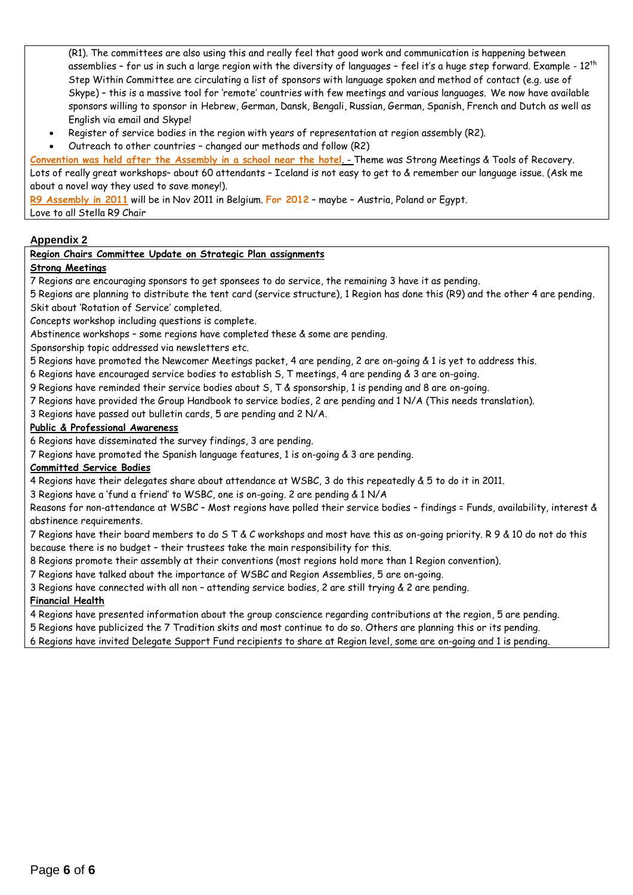(R1). The committees are also using this and really feel that good work and communication is happening between assemblies – for us in such a large region with the diversity of languages – feel it's a huge step forward. Example - 12th Step Within Committee are circulating a list of sponsors with language spoken and method of contact (e.g. use of Skype) – this is a massive tool for 'remote' countries with few meetings and various languages. We now have available sponsors willing to sponsor in Hebrew, German, Dansk, Bengali, Russian, German, Spanish, French and Dutch as well as English via email and Skype!

- Register of service bodies in the region with years of representation at region assembly (R2).
- Outreach to other countries – changed our methods and follow (R2)

**Convention was held after the Assembly in a school near the hotel.** - Theme was Strong Meetings & Tools of Recovery. Lots of really great workshops– about 60 attendants – Iceland is not easy to get to & remember our language issue. (Ask me about a novel way they used to save money!).

**R9 Assembly in 2011** will be in Nov 2011 in Belgium. **For 2012** – maybe – Austria, Poland or Egypt.

Love to all Stella R9 Chair

## Appendix 2

**Region Chairs Committee Update on Strategic Plan assignments**

**Strong Meetings**

7 Regions are encouraging sponsors to get sponsees to do service, the remaining 3 have it as pending.

5 Regions are planning to distribute the tent card (service structure), 1 Region has done this (R9) and the other 4 are pending.

Skit about 'Rotation of Service' completed.

Concepts workshop including questions is complete.

Abstinence workshops – some regions have completed these & some are pending.

Sponsorship topic addressed via newsletters etc.

5 Regions have promoted the Newcomer Meetings packet, 4 are pending, 2 are on-going & 1 is yet to address this.

6 Regions have encouraged service bodies to establish S, T meetings, 4 are pending & 3 are on-going.

9 Regions have reminded their service bodies about S, T & sponsorship, 1 is pending and 8 are on-going.

7 Regions have provided the Group Handbook to service bodies, 2 are pending and 1 N/A (This needs translation).

3 Regions have passed out bulletin cards, 5 are pending and 2 N/A.

**Public & Professional Awareness**

6 Regions have disseminated the survey findings, 3 are pending.

7 Regions have promoted the Spanish language features, 1 is on-going & 3 are pending.

**Committed Service Bodies**

4 Regions have their delegates share about attendance at WSBC, 3 do this repeatedly & 5 to do it in 2011.

3 Regions have a 'fund a friend' to WSBC, one is on-going. 2 are pending & 1 N/A

Reasons for non-attendance at WSBC – Most regions have polled their service bodies – findings = Funds, availability, interest & abstinence requirements.

7 Regions have their board members to do S T & C workshops and most have this as on-going priority. R 9 & 10 do not do this because there is no budget – their trustees take the main responsibility for this.

8 Regions promote their assembly at their conventions (most regions hold more than 1 Region convention).

7 Regions have talked about the importance of WSBC and Region Assemblies, 5 are on-going.

3 Regions have connected with all non – attending service bodies, 2 are still trying & 2 are pending.

**Financial Health**

4 Regions have presented information about the group conscience regarding contributions at the region, 5 are pending.

5 Regions have publicized the 7 Tradition skits and most continue to do so. Others are planning this or its pending.

6 Regions have invited Delegate Support Fund recipients to share at Region level, some are on-going and 1 is pending.